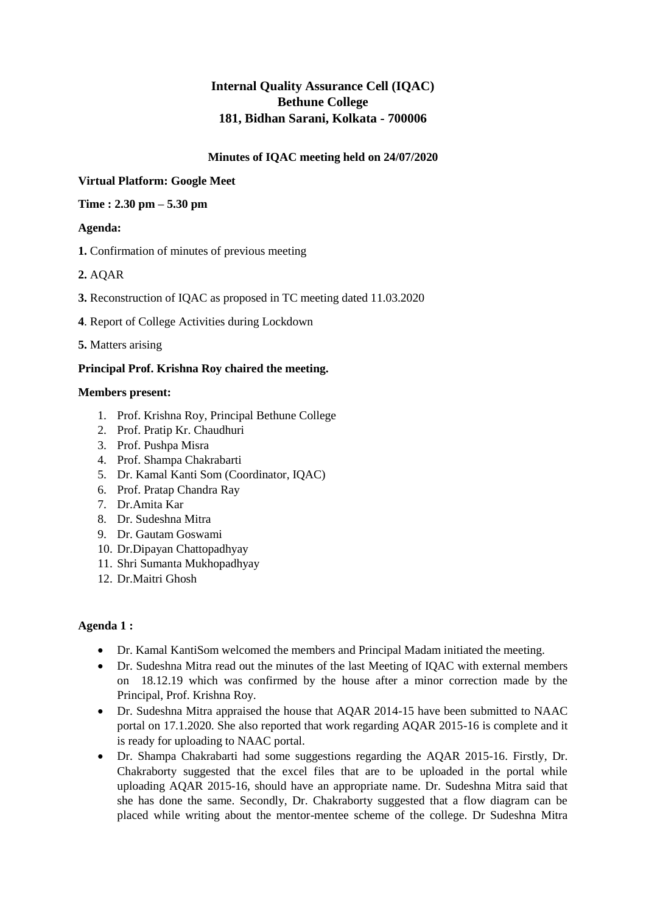# Internal Quality Assurance Cell (IQAC)
# Bethune College
# 181, Bidhan Sarani, Kolkata - 700006

**Minutes of IQAC meeting held on 24/07/2020**

**Virtual Platform: Google Meet**

**Time : 2.30 pm – 5.30 pm**

**Agenda:**

**1.** Confirmation of minutes of previous meeting

**2.** AQAR

**3.** Reconstruction of IQAC as proposed in TC meeting dated 11.03.2020

**4**. Report of College Activities during Lockdown

**5.** Matters arising

**Principal Prof. Krishna Roy chaired the meeting.**

**Members present:**

1. Prof. Krishna Roy, Principal Bethune College
2. Prof. Pratip Kr. Chaudhuri
3. Prof. Pushpa Misra
4. Prof. Shampa Chakrabarti
5. Dr. Kamal Kanti Som (Coordinator, IQAC)
6. Prof. Pratap Chandra Ray
7. Dr.Amita Kar
8. Dr. Sudeshna Mitra
9. Dr. Gautam Goswami
10. Dr.Dipayan Chattopadhyay
11. Shri Sumanta Mukhopadhyay
12. Dr.Maitri Ghosh

**Agenda 1 :**

- Dr. Kamal KantiSom welcomed the members and Principal Madam initiated the meeting.
- Dr. Sudeshna Mitra read out the minutes of the last Meeting of IQAC with external members on 18.12.19 which was confirmed by the house after a minor correction made by the Principal, Prof. Krishna Roy.
- Dr. Sudeshna Mitra appraised the house that AQAR 2014-15 have been submitted to NAAC portal on 17.1.2020. She also reported that work regarding AQAR 2015-16 is complete and it is ready for uploading to NAAC portal.
- Dr. Shampa Chakrabarti had some suggestions regarding the AQAR 2015-16. Firstly, Dr. Chakraborty suggested that the excel files that are to be uploaded in the portal while uploading AQAR 2015-16, should have an appropriate name. Dr. Sudeshna Mitra said that she has done the same. Secondly, Dr. Chakraborty suggested that a flow diagram can be placed while writing about the mentor-mentee scheme of the college. Dr Sudeshna Mitra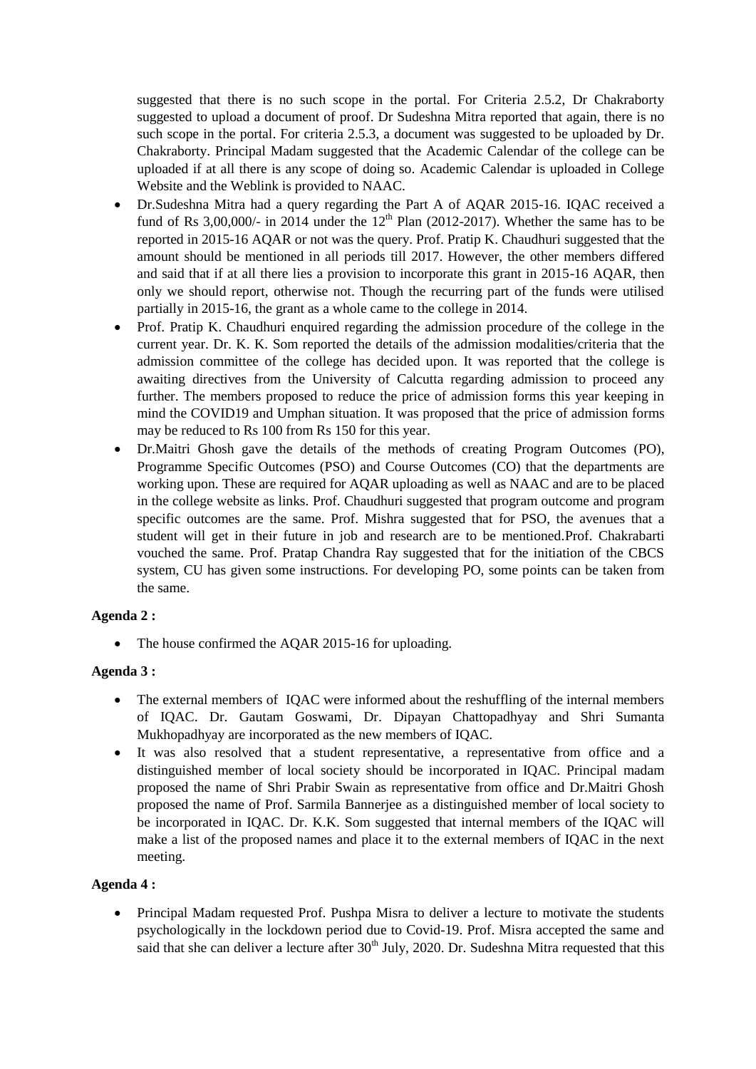suggested that there is no such scope in the portal. For Criteria 2.5.2, Dr Chakraborty suggested to upload a document of proof. Dr Sudeshna Mitra reported that again, there is no such scope in the portal. For criteria 2.5.3, a document was suggested to be uploaded by Dr. Chakraborty. Principal Madam suggested that the Academic Calendar of the college can be uploaded if at all there is any scope of doing so. Academic Calendar is uploaded in College Website and the Weblink is provided to NAAC.

- Dr.Sudeshna Mitra had a query regarding the Part A of AQAR 2015-16. IQAC received a fund of Rs 3,00,000/- in 2014 under the 12th Plan (2012-2017). Whether the same has to be reported in 2015-16 AQAR or not was the query. Prof. Pratip K. Chaudhuri suggested that the amount should be mentioned in all periods till 2017. However, the other members differed and said that if at all there lies a provision to incorporate this grant in 2015-16 AQAR, then only we should report, otherwise not. Though the recurring part of the funds were utilised partially in 2015-16, the grant as a whole came to the college in 2014.
- Prof. Pratip K. Chaudhuri enquired regarding the admission procedure of the college in the current year. Dr. K. K. Som reported the details of the admission modalities/criteria that the admission committee of the college has decided upon. It was reported that the college is awaiting directives from the University of Calcutta regarding admission to proceed any further. The members proposed to reduce the price of admission forms this year keeping in mind the COVID19 and Umphan situation. It was proposed that the price of admission forms may be reduced to Rs 100 from Rs 150 for this year.
- Dr.Maitri Ghosh gave the details of the methods of creating Program Outcomes (PO), Programme Specific Outcomes (PSO) and Course Outcomes (CO) that the departments are working upon. These are required for AQAR uploading as well as NAAC and are to be placed in the college website as links. Prof. Chaudhuri suggested that program outcome and program specific outcomes are the same. Prof. Mishra suggested that for PSO, the avenues that a student will get in their future in job and research are to be mentioned.Prof. Chakrabarti vouched the same. Prof. Pratap Chandra Ray suggested that for the initiation of the CBCS system, CU has given some instructions. For developing PO, some points can be taken from the same.

**Agenda 2 :**

- The house confirmed the AQAR 2015-16 for uploading.

**Agenda 3 :**

- The external members of IQAC were informed about the reshuffling of the internal members of IQAC. Dr. Gautam Goswami, Dr. Dipayan Chattopadhyay and Shri Sumanta Mukhopadhyay are incorporated as the new members of IQAC.
- It was also resolved that a student representative, a representative from office and a distinguished member of local society should be incorporated in IQAC. Principal madam proposed the name of Shri Prabir Swain as representative from office and Dr.Maitri Ghosh proposed the name of Prof. Sarmila Bannerjee as a distinguished member of local society to be incorporated in IQAC. Dr. K.K. Som suggested that internal members of the IQAC will make a list of the proposed names and place it to the external members of IQAC in the next meeting.

**Agenda 4 :**

- Principal Madam requested Prof. Pushpa Misra to deliver a lecture to motivate the students psychologically in the lockdown period due to Covid-19. Prof. Misra accepted the same and said that she can deliver a lecture after 30th July, 2020. Dr. Sudeshna Mitra requested that this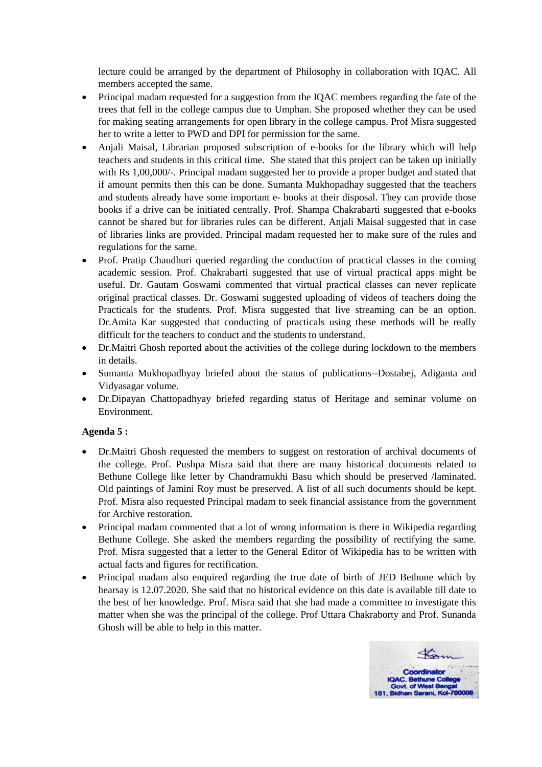lecture could be arranged by the department of Philosophy in collaboration with IQAC. All members accepted the same.

- Principal madam requested for a suggestion from the IQAC members regarding the fate of the trees that fell in the college campus due to Umphan. She proposed whether they can be used for making seating arrangements for open library in the college campus. Prof Misra suggested her to write a letter to PWD and DPI for permission for the same.
- Anjali Maisal, Librarian proposed subscription of e-books for the library which will help teachers and students in this critical time. She stated that this project can be taken up initially with Rs 1,00,000/-. Principal madam suggested her to provide a proper budget and stated that if amount permits then this can be done. Sumanta Mukhopadhay suggested that the teachers and students already have some important e- books at their disposal. They can provide those books if a drive can be initiated centrally. Prof. Shampa Chakrabarti suggested that e-books cannot be shared but for libraries rules can be different. Anjali Maisal suggested that in case of libraries links are provided. Principal madam requested her to make sure of the rules and regulations for the same.
- Prof. Pratip Chaudhuri queried regarding the conduction of practical classes in the coming academic session. Prof. Chakrabarti suggested that use of virtual practical apps might be useful. Dr. Gautam Goswami commented that virtual practical classes can never replicate original practical classes. Dr. Goswami suggested uploading of videos of teachers doing the Practicals for the students. Prof. Misra suggested that live streaming can be an option. Dr.Amita Kar suggested that conducting of practicals using these methods will be really difficult for the teachers to conduct and the students to understand.
- Dr.Maitri Ghosh reported about the activities of the college during lockdown to the members in details.
- Sumanta Mukhopadhyay briefed about the status of publications--Dostabej, Adiganta and Vidyasagar volume.
- Dr.Dipayan Chattopadhyay briefed regarding status of Heritage and seminar volume on Environment.

**Agenda 5 :**

- Dr.Maitri Ghosh requested the members to suggest on restoration of archival documents of the college. Prof. Pushpa Misra said that there are many historical documents related to Bethune College like letter by Chandramukhi Basu which should be preserved /laminated. Old paintings of Jamini Roy must be preserved. A list of all such documents should be kept. Prof. Misra also requested Principal madam to seek financial assistance from the government for Archive restoration.
- Principal madam commented that a lot of wrong information is there in Wikipedia regarding Bethune College. She asked the members regarding the possibility of rectifying the same. Prof. Misra suggested that a letter to the General Editor of Wikipedia has to be written with actual facts and figures for rectification.
- Principal madam also enquired regarding the true date of birth of JED Bethune which by hearsay is 12.07.2020. She said that no historical evidence on this date is available till date to the best of her knowledge. Prof. Misra said that she had made a committee to investigate this matter when she was the principal of the college. Prof Uttara Chakraborty and Prof. Sunanda Ghosh will be able to help in this matter.

Coordinator
IQAC, Bethune College
Govt. of West Bengal
181, Bidhan Sarani, Kol-700006